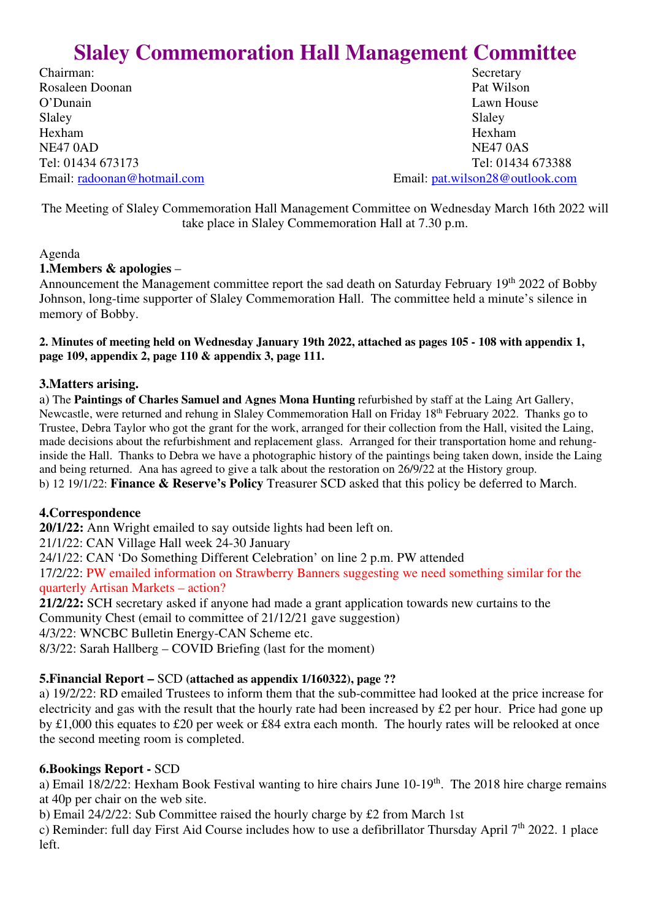# Slaley Commemoration Hall Management Committee

Chairman:
Rosaleen Doonan
O'Dunain
Slaley
Hexham
NE47 0AD
Tel: 01434 673173
Email: radoonan@hotmail.com

Secretary
Pat Wilson
Lawn House
Slaley
Hexham
NE47 0AS
Tel: 01434 673388
Email: pat.wilson28@outlook.com

The Meeting of Slaley Commemoration Hall Management Committee on Wednesday March 16th 2022 will take place in Slaley Commemoration Hall at 7.30 p.m.

Agenda

**1.Members & apologies** –

Announcement the Management committee report the sad death on Saturday February 19th 2022 of Bobby Johnson, long-time supporter of Slaley Commemoration Hall. The committee held a minute's silence in memory of Bobby.

**2. Minutes of meeting held on Wednesday January 19th 2022, attached as pages 105 - 108 with appendix 1, page 109, appendix 2, page 110 & appendix 3, page 111.**

**3.Matters arising.**

a) The **Paintings of Charles Samuel and Agnes Mona Hunting** refurbished by staff at the Laing Art Gallery, Newcastle, were returned and rehung in Slaley Commemoration Hall on Friday 18th February 2022. Thanks go to Trustee, Debra Taylor who got the grant for the work, arranged for their collection from the Hall, visited the Laing, made decisions about the refurbishment and replacement glass. Arranged for their transportation home and rehung- inside the Hall. Thanks to Debra we have a photographic history of the paintings being taken down, inside the Laing and being returned. Ana has agreed to give a talk about the restoration on 26/9/22 at the History group.

b) 12 19/1/22: **Finance & Reserve's Policy** Treasurer SCD asked that this policy be deferred to March.

**4.Correspondence**

**20/1/22:** Ann Wright emailed to say outside lights had been left on.

21/1/22: CAN Village Hall week 24-30 January

24/1/22: CAN 'Do Something Different Celebration' on line 2 p.m. PW attended

17/2/22: PW emailed information on Strawberry Banners suggesting we need something similar for the quarterly Artisan Markets – action?

**21/2/22:** SCH secretary asked if anyone had made a grant application towards new curtains to the Community Chest (email to committee of 21/12/21 gave suggestion)

4/3/22: WNCBC Bulletin Energy-CAN Scheme etc.

8/3/22: Sarah Hallberg – COVID Briefing (last for the moment)

**5.Financial Report –** SCD **(attached as appendix 1/160322), page ??**

a) 19/2/22: RD emailed Trustees to inform them that the sub-committee had looked at the price increase for electricity and gas with the result that the hourly rate had been increased by £2 per hour. Price had gone up by £1,000 this equates to £20 per week or £84 extra each month. The hourly rates will be relooked at once the second meeting room is completed.

**6.Bookings Report -** SCD

a) Email 18/2/22: Hexham Book Festival wanting to hire chairs June 10-19th. The 2018 hire charge remains at 40p per chair on the web site.

b) Email 24/2/22: Sub Committee raised the hourly charge by £2 from March 1st

c) Reminder: full day First Aid Course includes how to use a defibrillator Thursday April 7th 2022. 1 place left.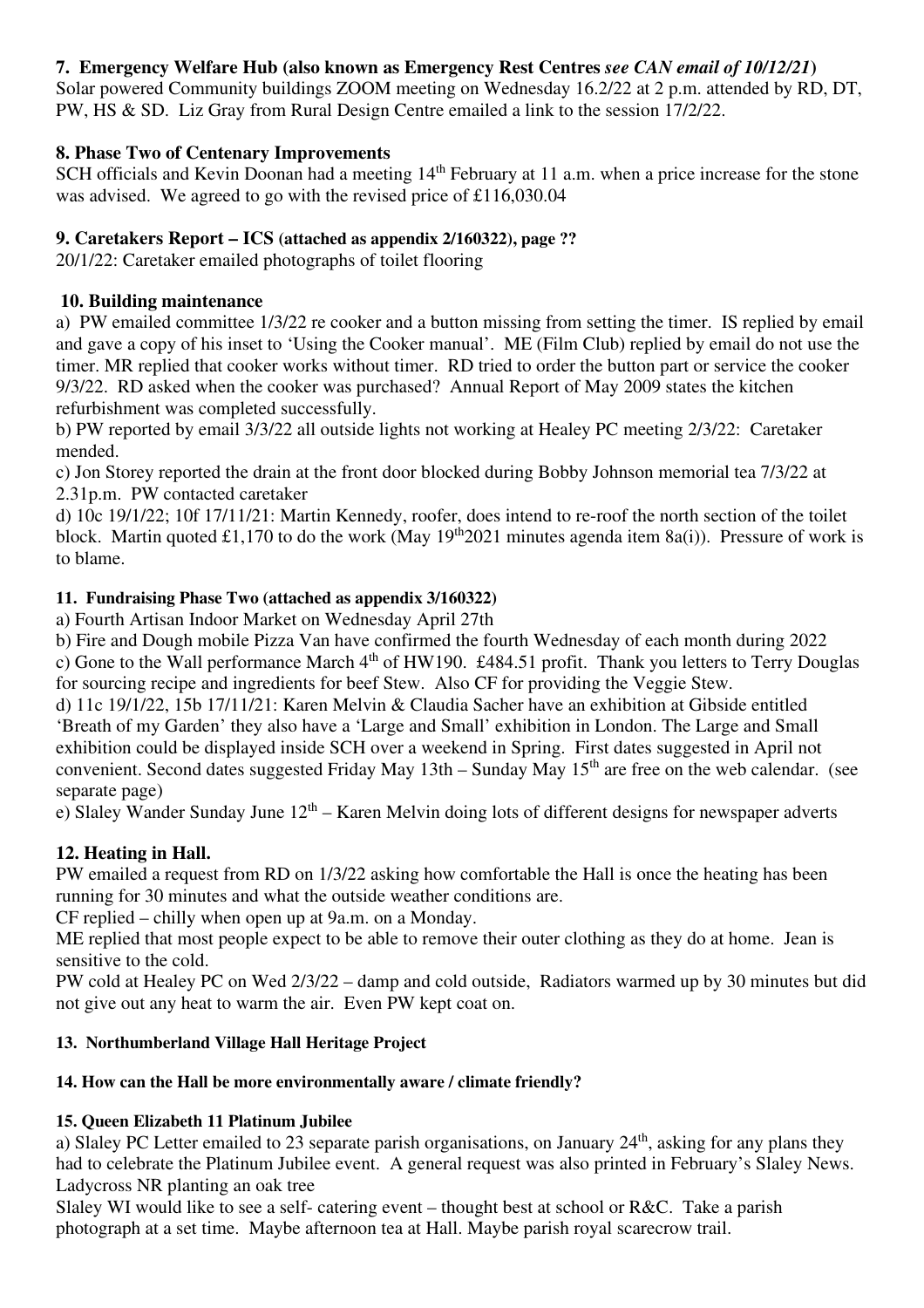**7. Emergency Welfare Hub (also known as Emergency Rest Centres *see CAN email of 10/12/21*)**

Solar powered Community buildings ZOOM meeting on Wednesday 16.2/22 at 2 p.m. attended by RD, DT, PW, HS & SD. Liz Gray from Rural Design Centre emailed a link to the session 17/2/22.

**8. Phase Two of Centenary Improvements**

SCH officials and Kevin Doonan had a meeting 14th February at 11 a.m. when a price increase for the stone was advised. We agreed to go with the revised price of £116,030.04

**9. Caretakers Report – ICS (attached as appendix 2/160322), page ??**

20/1/22: Caretaker emailed photographs of toilet flooring

**10. Building maintenance**

a) PW emailed committee 1/3/22 re cooker and a button missing from setting the timer. IS replied by email and gave a copy of his inset to 'Using the Cooker manual'. ME (Film Club) replied by email do not use the timer. MR replied that cooker works without timer. RD tried to order the button part or service the cooker 9/3/22. RD asked when the cooker was purchased? Annual Report of May 2009 states the kitchen refurbishment was completed successfully.

b) PW reported by email 3/3/22 all outside lights not working at Healey PC meeting 2/3/22: Caretaker mended.

c) Jon Storey reported the drain at the front door blocked during Bobby Johnson memorial tea 7/3/22 at 2.31p.m. PW contacted caretaker

d) 10c 19/1/22; 10f 17/11/21: Martin Kennedy, roofer, does intend to re-roof the north section of the toilet block. Martin quoted £1,170 to do the work (May 19th2021 minutes agenda item 8a(i)). Pressure of work is to blame.

**11. Fundraising Phase Two (attached as appendix 3/160322)**

a) Fourth Artisan Indoor Market on Wednesday April 27th

b) Fire and Dough mobile Pizza Van have confirmed the fourth Wednesday of each month during 2022

c) Gone to the Wall performance March 4th of HW190. £484.51 profit. Thank you letters to Terry Douglas for sourcing recipe and ingredients for beef Stew. Also CF for providing the Veggie Stew.

d) 11c 19/1/22, 15b 17/11/21: Karen Melvin & Claudia Sacher have an exhibition at Gibside entitled 'Breath of my Garden' they also have a 'Large and Small' exhibition in London. The Large and Small exhibition could be displayed inside SCH over a weekend in Spring. First dates suggested in April not convenient. Second dates suggested Friday May 13th – Sunday May 15th are free on the web calendar. (see separate page)

e) Slaley Wander Sunday June 12th – Karen Melvin doing lots of different designs for newspaper adverts

**12. Heating in Hall.**

PW emailed a request from RD on 1/3/22 asking how comfortable the Hall is once the heating has been running for 30 minutes and what the outside weather conditions are.

CF replied – chilly when open up at 9a.m. on a Monday.

ME replied that most people expect to be able to remove their outer clothing as they do at home. Jean is sensitive to the cold.

PW cold at Healey PC on Wed 2/3/22 – damp and cold outside, Radiators warmed up by 30 minutes but did not give out any heat to warm the air. Even PW kept coat on.

**13. Northumberland Village Hall Heritage Project**

**14. How can the Hall be more environmentally aware / climate friendly?**

**15. Queen Elizabeth 11 Platinum Jubilee**

a) Slaley PC Letter emailed to 23 separate parish organisations, on January 24th, asking for any plans they had to celebrate the Platinum Jubilee event. A general request was also printed in February's Slaley News.

Ladycross NR planting an oak tree

Slaley WI would like to see a self- catering event – thought best at school or R&C. Take a parish photograph at a set time. Maybe afternoon tea at Hall. Maybe parish royal scarecrow trail.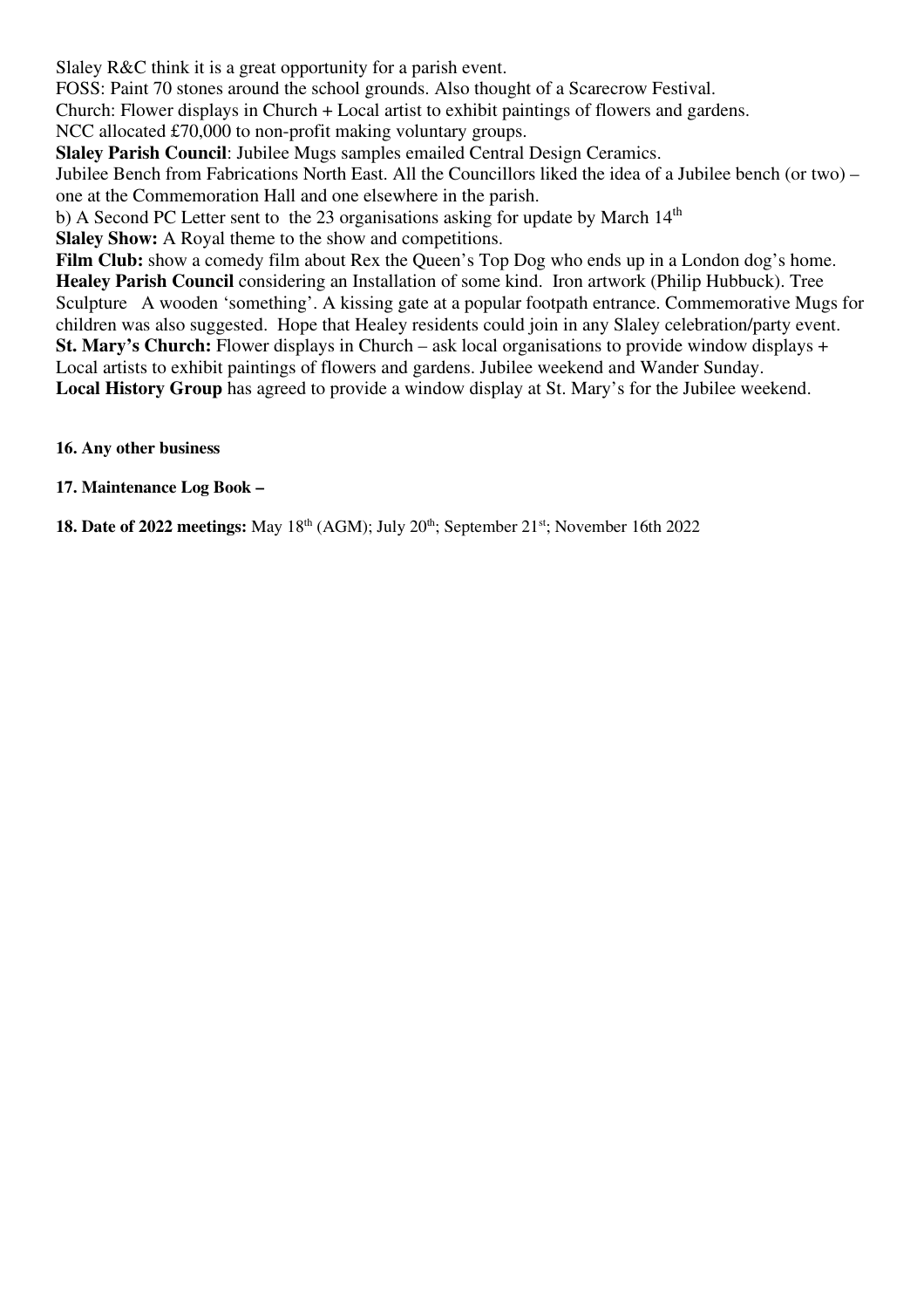Slaley R&C think it is a great opportunity for a parish event.
FOSS: Paint 70 stones around the school grounds. Also thought of a Scarecrow Festival.
Church: Flower displays in Church + Local artist to exhibit paintings of flowers and gardens.
NCC allocated £70,000 to non-profit making voluntary groups.
**Slaley Parish Council**: Jubilee Mugs samples emailed Central Design Ceramics.
Jubilee Bench from Fabrications North East. All the Councillors liked the idea of a Jubilee bench (or two) – one at the Commemoration Hall and one elsewhere in the parish.
b) A Second PC Letter sent to the 23 organisations asking for update by March 14th
**Slaley Show:** A Royal theme to the show and competitions.
**Film Club:** show a comedy film about Rex the Queen's Top Dog who ends up in a London dog's home.
**Healey Parish Council** considering an Installation of some kind. Iron artwork (Philip Hubbuck). Tree Sculpture A wooden 'something'. A kissing gate at a popular footpath entrance. Commemorative Mugs for children was also suggested. Hope that Healey residents could join in any Slaley celebration/party event.
**St. Mary's Church:** Flower displays in Church – ask local organisations to provide window displays + Local artists to exhibit paintings of flowers and gardens. Jubilee weekend and Wander Sunday.
**Local History Group** has agreed to provide a window display at St. Mary's for the Jubilee weekend.

**16. Any other business**

**17. Maintenance Log Book –**

**18. Date of 2022 meetings:** May 18th (AGM); July 20th; September 21st; November 16th 2022